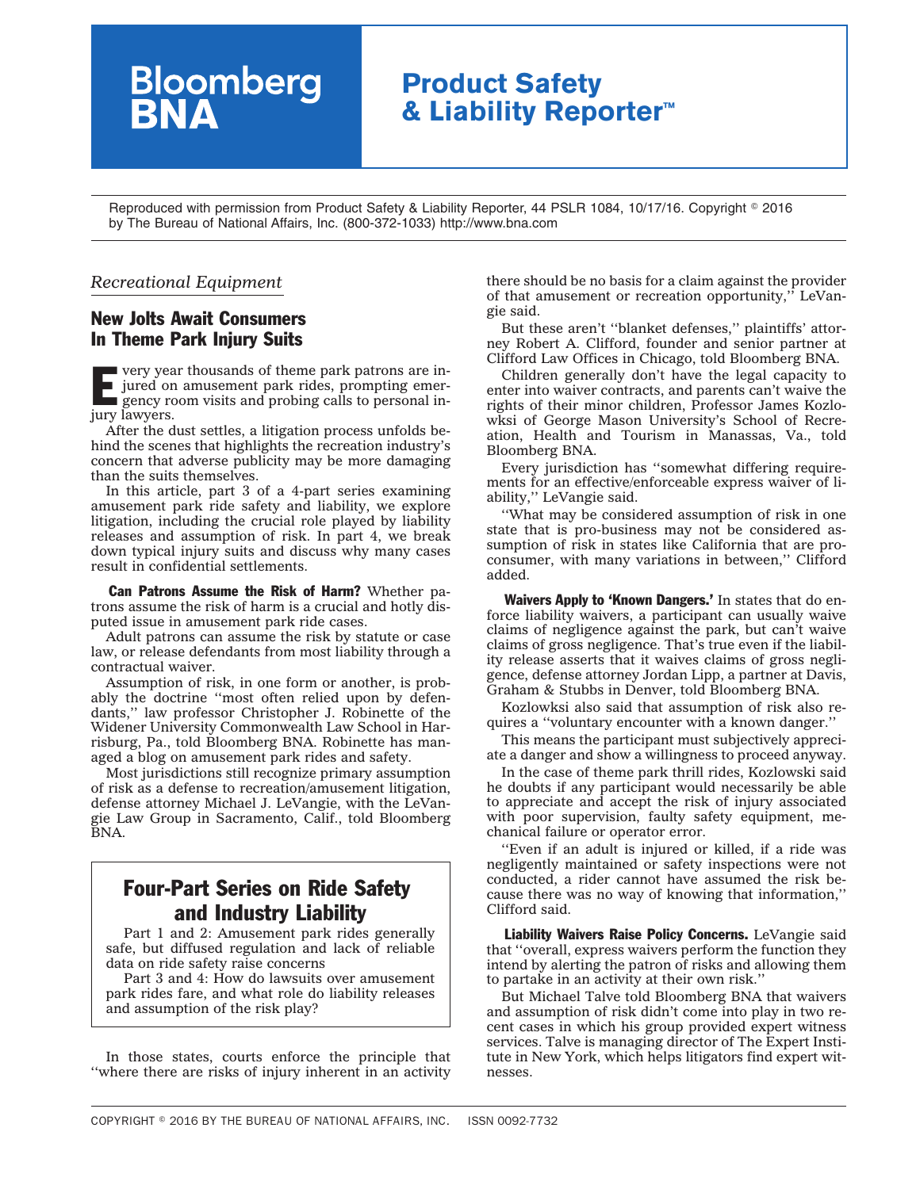# Bloomberg BNA

## Product Safety & Liability Reporter™

Reproduced with permission from Product Safety & Liability Reporter, 44 PSLR 1084, 10/17/16. Copyright © 2016 by The Bureau of National Affairs, Inc. (800-372-1033) http://www.bna.com

*Recreational Equipment*

## New Jolts Await Consumers In Theme Park Injury Suits

Every year thousands of theme park patrons are injured on amusement park rides, prompting emergency room visits and probing calls to personal injury lawyers.

After the dust settles, a litigation process unfolds behind the scenes that highlights the recreation industry's concern that adverse publicity may be more damaging than the suits themselves.

In this article, part 3 of a 4-part series examining amusement park ride safety and liability, we explore litigation, including the crucial role played by liability releases and assumption of risk. In part 4, we break down typical injury suits and discuss why many cases result in confidential settlements.

**Can Patrons Assume the Risk of Harm?** Whether patrons assume the risk of harm is a crucial and hotly disputed issue in amusement park ride cases.

Adult patrons can assume the risk by statute or case law, or release defendants from most liability through a contractual waiver.

Assumption of risk, in one form or another, is probably the doctrine ''most often relied upon by defendants,'' law professor Christopher J. Robinette of the Widener University Commonwealth Law School in Harrisburg, Pa., told Bloomberg BNA. Robinette has managed a blog on amusement park rides and safety.

Most jurisdictions still recognize primary assumption of risk as a defense to recreation/amusement litigation, defense attorney Michael J. LeVangie, with the LeVangie Law Group in Sacramento, Calif., told Bloomberg BNA.

> **Four-Part Series on Ride Safety and Industry Liability**
>
> Part 1 and 2: Amusement park rides generally safe, but diffused regulation and lack of reliable data on ride safety raise concerns
>
> Part 3 and 4: How do lawsuits over amusement park rides fare, and what role do liability releases and assumption of the risk play?

In those states, courts enforce the principle that ''where there are risks of injury inherent in an activity there should be no basis for a claim against the provider of that amusement or recreation opportunity,'' LeVangie said.

But these aren't ''blanket defenses,'' plaintiffs' attorney Robert A. Clifford, founder and senior partner at Clifford Law Offices in Chicago, told Bloomberg BNA.

Children generally don't have the legal capacity to enter into waiver contracts, and parents can't waive the rights of their minor children, Professor James Kozlowksi of George Mason University's School of Recreation, Health and Tourism in Manassas, Va., told Bloomberg BNA.

Every jurisdiction has ''somewhat differing requirements for an effective/enforceable express waiver of liability,'' LeVangie said.

''What may be considered assumption of risk in one state that is pro-business may not be considered assumption of risk in states like California that are pro-consumer, with many variations in between,'' Clifford added.

**Waivers Apply to 'Known Dangers.'** In states that do enforce liability waivers, a participant can usually waive claims of negligence against the park, but can't waive claims of gross negligence. That's true even if the liability release asserts that it waives claims of gross negligence, defense attorney Jordan Lipp, a partner at Davis, Graham & Stubbs in Denver, told Bloomberg BNA.

Kozlowksi also said that assumption of risk also requires a ''voluntary encounter with a known danger.''

This means the participant must subjectively appreciate a danger and show a willingness to proceed anyway.

In the case of theme park thrill rides, Kozlowski said he doubts if any participant would necessarily be able to appreciate and accept the risk of injury associated with poor supervision, faulty safety equipment, mechanical failure or operator error.

''Even if an adult is injured or killed, if a ride was negligently maintained or safety inspections were not conducted, a rider cannot have assumed the risk because there was no way of knowing that information,'' Clifford said.

**Liability Waivers Raise Policy Concerns.** LeVangie said that ''overall, express waivers perform the function they intend by alerting the patron of risks and allowing them to partake in an activity at their own risk.''

But Michael Talve told Bloomberg BNA that waivers and assumption of risk didn't come into play in two recent cases in which his group provided expert witness services. Talve is managing director of The Expert Institute in New York, which helps litigators find expert witnesses.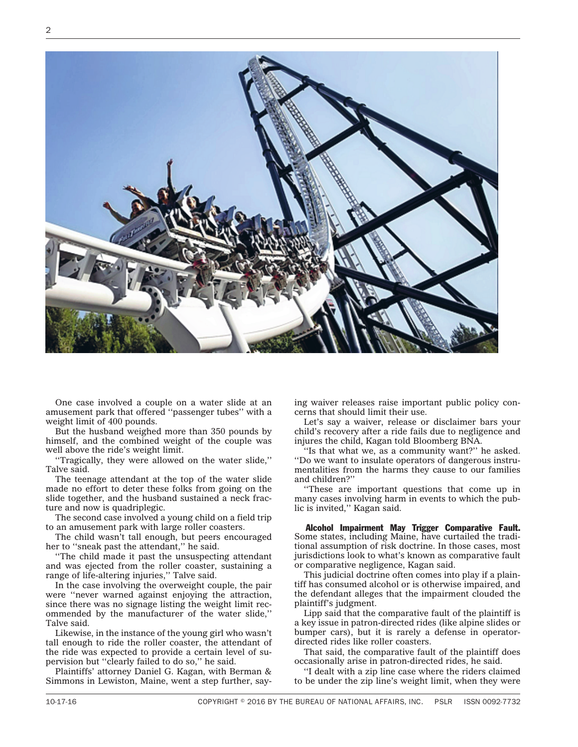One case involved a couple on a water slide at an amusement park that offered ''passenger tubes'' with a weight limit of 400 pounds.

But the husband weighed more than 350 pounds by himself, and the combined weight of the couple was well above the ride's weight limit.

''Tragically, they were allowed on the water slide,'' Talve said.

The teenage attendant at the top of the water slide made no effort to deter these folks from going on the slide together, and the husband sustained a neck fracture and now is quadriplegic.

The second case involved a young child on a field trip to an amusement park with large roller coasters.

The child wasn't tall enough, but peers encouraged her to ''sneak past the attendant,'' he said.

''The child made it past the unsuspecting attendant and was ejected from the roller coaster, sustaining a range of life-altering injuries,'' Talve said.

In the case involving the overweight couple, the pair were ''never warned against enjoying the attraction, since there was no signage listing the weight limit recommended by the manufacturer of the water slide,'' Talve said.

Likewise, in the instance of the young girl who wasn't tall enough to ride the roller coaster, the attendant of the ride was expected to provide a certain level of supervision but ''clearly failed to do so,'' he said.

Plaintiffs' attorney Daniel G. Kagan, with Berman & Simmons in Lewiston, Maine, went a step further, saying waiver releases raise important public policy concerns that should limit their use.

Let's say a waiver, release or disclaimer bars your child's recovery after a ride fails due to negligence and injures the child, Kagan told Bloomberg BNA.

''Is that what we, as a community want?'' he asked. ''Do we want to insulate operators of dangerous instrumentalities from the harms they cause to our families and children?''

''These are important questions that come up in many cases involving harm in events to which the public is invited,'' Kagan said.

**Alcohol Impairment May Trigger Comparative Fault.** Some states, including Maine, have curtailed the traditional assumption of risk doctrine. In those cases, most jurisdictions look to what's known as comparative fault or comparative negligence, Kagan said.

This judicial doctrine often comes into play if a plaintiff has consumed alcohol or is otherwise impaired, and the defendant alleges that the impairment clouded the plaintiff's judgment.

Lipp said that the comparative fault of the plaintiff is a key issue in patron-directed rides (like alpine slides or bumper cars), but it is rarely a defense in operator-directed rides like roller coasters.

That said, the comparative fault of the plaintiff does occasionally arise in patron-directed rides, he said.

''I dealt with a zip line case where the riders claimed to be under the zip line's weight limit, when they were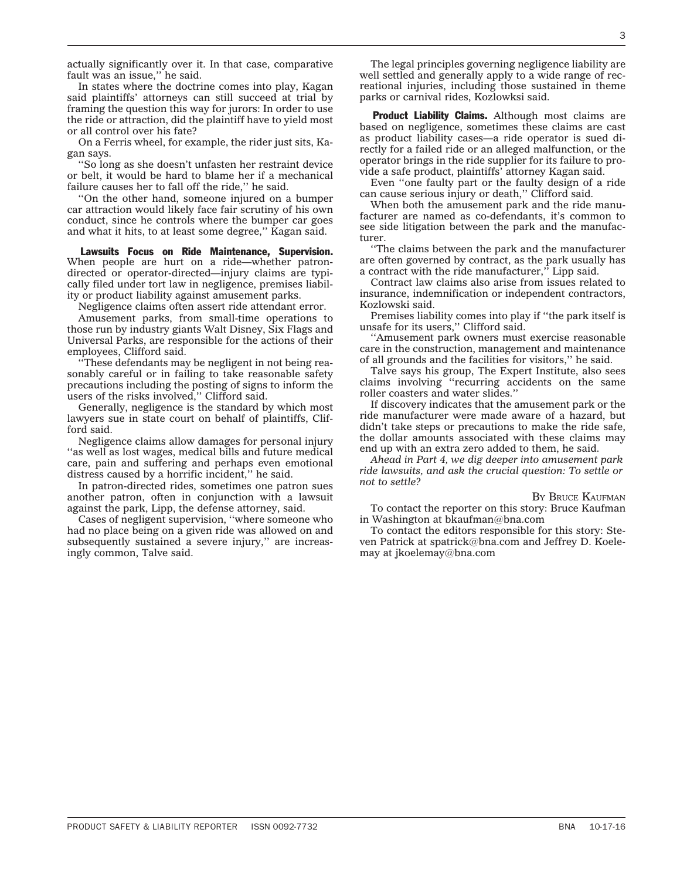actually significantly over it. In that case, comparative fault was an issue,'' he said.

In states where the doctrine comes into play, Kagan said plaintiffs' attorneys can still succeed at trial by framing the question this way for jurors: In order to use the ride or attraction, did the plaintiff have to yield most or all control over his fate?

On a Ferris wheel, for example, the rider just sits, Kagan says.

''So long as she doesn't unfasten her restraint device or belt, it would be hard to blame her if a mechanical failure causes her to fall off the ride,'' he said.

''On the other hand, someone injured on a bumper car attraction would likely face fair scrutiny of his own conduct, since he controls where the bumper car goes and what it hits, to at least some degree,'' Kagan said.

**Lawsuits Focus on Ride Maintenance, Supervision.** When people are hurt on a ride—whether patron-directed or operator-directed—injury claims are typically filed under tort law in negligence, premises liability or product liability against amusement parks.

Negligence claims often assert ride attendant error.

Amusement parks, from small-time operations to those run by industry giants Walt Disney, Six Flags and Universal Parks, are responsible for the actions of their employees, Clifford said.

''These defendants may be negligent in not being reasonably careful or in failing to take reasonable safety precautions including the posting of signs to inform the users of the risks involved,'' Clifford said.

Generally, negligence is the standard by which most lawyers sue in state court on behalf of plaintiffs, Clifford said.

Negligence claims allow damages for personal injury ''as well as lost wages, medical bills and future medical care, pain and suffering and perhaps even emotional distress caused by a horrific incident,'' he said.

In patron-directed rides, sometimes one patron sues another patron, often in conjunction with a lawsuit against the park, Lipp, the defense attorney, said.

Cases of negligent supervision, ''where someone who had no place being on a given ride was allowed on and subsequently sustained a severe injury,'' are increasingly common, Talve said.

The legal principles governing negligence liability are well settled and generally apply to a wide range of recreational injuries, including those sustained in theme parks or carnival rides, Kozlowksi said.

**Product Liability Claims.** Although most claims are based on negligence, sometimes these claims are cast as product liability cases—a ride operator is sued directly for a failed ride or an alleged malfunction, or the operator brings in the ride supplier for its failure to provide a safe product, plaintiffs' attorney Kagan said.

Even ''one faulty part or the faulty design of a ride can cause serious injury or death,'' Clifford said.

When both the amusement park and the ride manufacturer are named as co-defendants, it's common to see side litigation between the park and the manufacturer.

''The claims between the park and the manufacturer are often governed by contract, as the park usually has a contract with the ride manufacturer,'' Lipp said.

Contract law claims also arise from issues related to insurance, indemnification or independent contractors, Kozlowski said.

Premises liability comes into play if ''the park itself is unsafe for its users,'' Clifford said.

''Amusement park owners must exercise reasonable care in the construction, management and maintenance of all grounds and the facilities for visitors,'' he said.

Talve says his group, The Expert Institute, also sees claims involving ''recurring accidents on the same roller coasters and water slides.''

If discovery indicates that the amusement park or the ride manufacturer were made aware of a hazard, but didn't take steps or precautions to make the ride safe, the dollar amounts associated with these claims may end up with an extra zero added to them, he said.

*Ahead in Part 4, we dig deeper into amusement park ride lawsuits, and ask the crucial question: To settle or not to settle?*

By Bruce Kaufman

To contact the reporter on this story: Bruce Kaufman in Washington at bkaufman@bna.com

To contact the editors responsible for this story: Steven Patrick at spatrick@bna.com and Jeffrey D. Koelemay at jkoelemay@bna.com